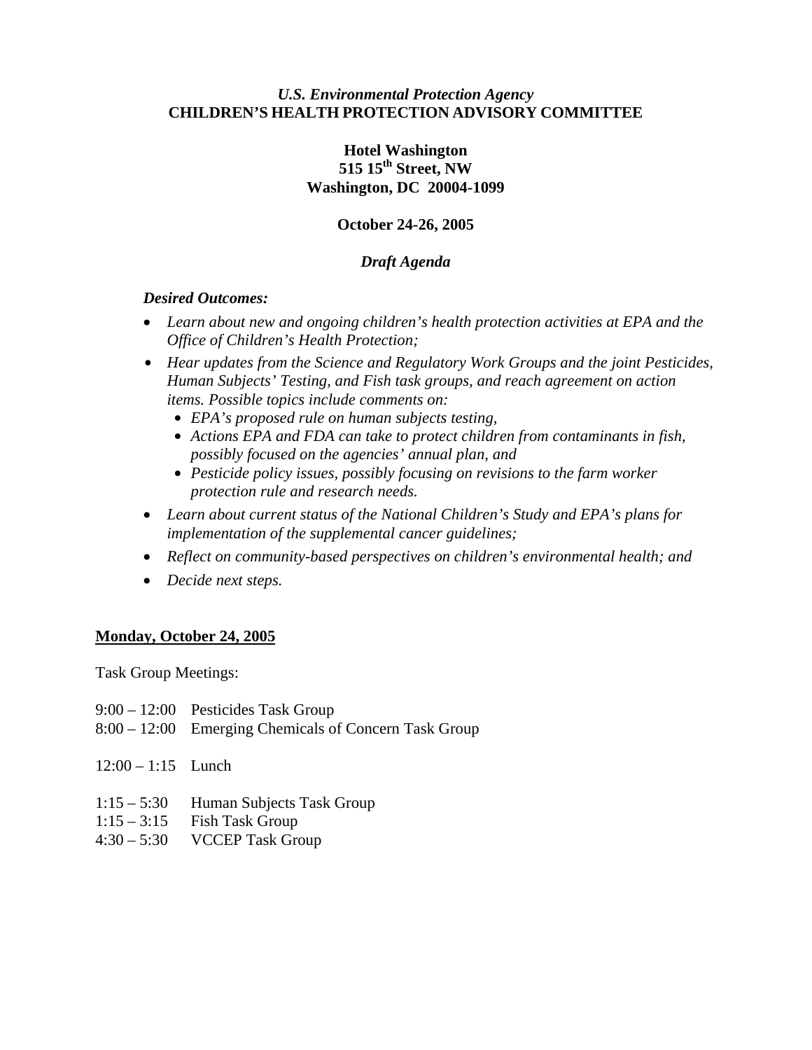*U.S. Environmental Protection Agency*

**CHILDREN'S HEALTH PROTECTION ADVISORY COMMITTEE**

**Hotel Washington**
**515 15th Street, NW**
**Washington, DC 20004-1099**

**October 24-26, 2005**

***Draft Agenda***

***Desired Outcomes:***

- *Learn about new and ongoing children's health protection activities at EPA and the Office of Children's Health Protection;*
- *Hear updates from the Science and Regulatory Work Groups and the joint Pesticides, Human Subjects' Testing, and Fish task groups, and reach agreement on action items. Possible topics include comments on:*
  - *EPA's proposed rule on human subjects testing,*
  - *Actions EPA and FDA can take to protect children from contaminants in fish, possibly focused on the agencies' annual plan, and*
  - *Pesticide policy issues, possibly focusing on revisions to the farm worker protection rule and research needs.*
- *Learn about current status of the National Children's Study and EPA's plans for implementation of the supplemental cancer guidelines;*
- *Reflect on community-based perspectives on children's environmental health; and*
- *Decide next steps.*

## Monday, October 24, 2005

Task Group Meetings:

9:00 – 12:00 Pesticides Task Group
8:00 – 12:00 Emerging Chemicals of Concern Task Group

12:00 – 1:15 Lunch

1:15 – 5:30 Human Subjects Task Group
1:15 – 3:15 Fish Task Group
4:30 – 5:30 VCCEP Task Group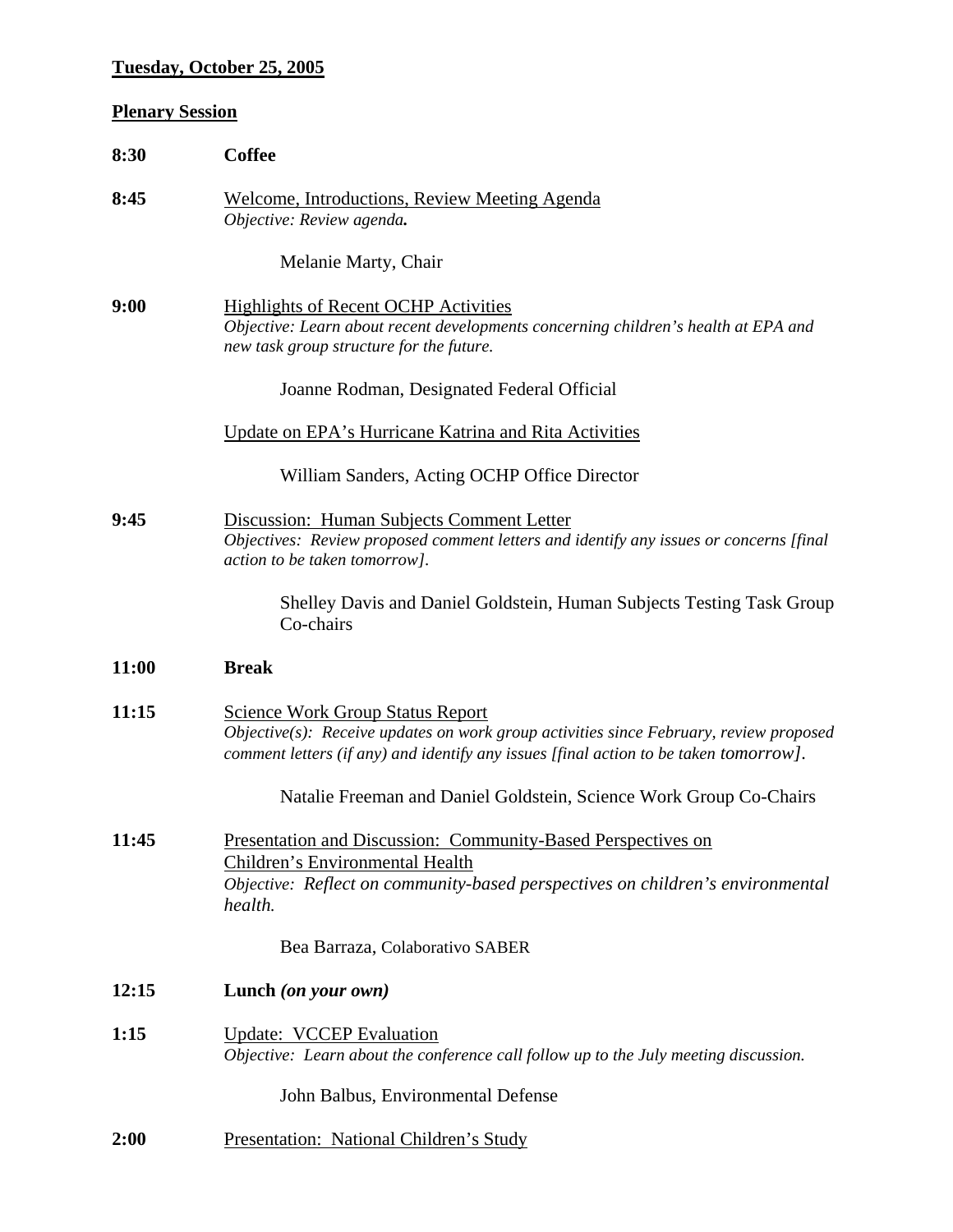**<u>Tuesday, October 25, 2005</u>**

**<u>Plenary Session</u>**

**8:30** **Coffee**

**8:45** <u>Welcome, Introductions, Review Meeting Agenda</u>
*Objective: Review agenda.*

Melanie Marty, Chair

**9:00** <u>Highlights of Recent OCHP Activities</u>
*Objective: Learn about recent developments concerning children's health at EPA and new task group structure for the future.*

Joanne Rodman, Designated Federal Official

<u>Update on EPA's Hurricane Katrina and Rita Activities</u>

William Sanders, Acting OCHP Office Director

**9:45** <u>Discussion: Human Subjects Comment Letter</u>
*Objectives: Review proposed comment letters and identify any issues or concerns [final action to be taken tomorrow].*

Shelley Davis and Daniel Goldstein, Human Subjects Testing Task Group Co-chairs

**11:00** **Break**

**11:15** <u>Science Work Group Status Report</u>
*Objective(s): Receive updates on work group activities since February, review proposed comment letters (if any) and identify any issues [final action to be taken tomorrow].*

Natalie Freeman and Daniel Goldstein, Science Work Group Co-Chairs

**11:45** <u>Presentation and Discussion: Community-Based Perspectives on Children's Environmental Health</u>
*Objective: Reflect on community-based perspectives on children's environmental health.*

Bea Barraza, Colaborativo SABER

**12:15** **Lunch *(on your own)***

**1:15** <u>Update: VCCEP Evaluation</u>
*Objective: Learn about the conference call follow up to the July meeting discussion.*

John Balbus, Environmental Defense

**2:00** <u>Presentation: National Children's Study</u>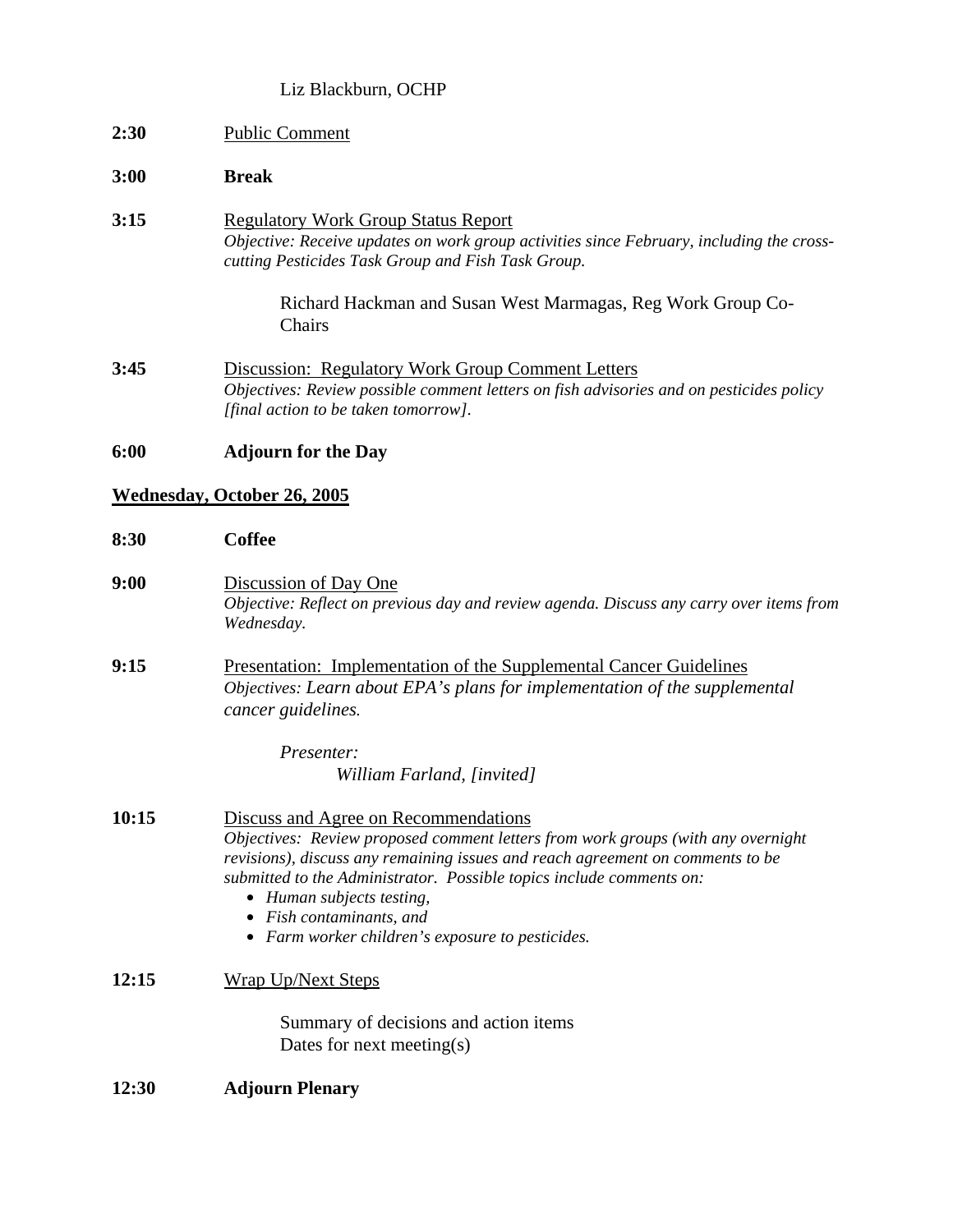Liz Blackburn, OCHP

**2:30** Public Comment

**3:00** **Break**

**3:15** Regulatory Work Group Status Report

*Objective: Receive updates on work group activities since February, including the cross-cutting Pesticides Task Group and Fish Task Group.*

Richard Hackman and Susan West Marmagas, Reg Work Group Co-Chairs

**3:45** Discussion: Regulatory Work Group Comment Letters

*Objectives: Review possible comment letters on fish advisories and on pesticides policy [final action to be taken tomorrow].*

**6:00** **Adjourn for the Day**

## Wednesday, October 26, 2005

**8:30** **Coffee**

**9:00** Discussion of Day One

*Objective: Reflect on previous day and review agenda. Discuss any carry over items from Wednesday.*

**9:15** Presentation: Implementation of the Supplemental Cancer Guidelines

*Objectives: Learn about EPA's plans for implementation of the supplemental cancer guidelines.*

*Presenter:*
*William Farland, [invited]*

**10:15** Discuss and Agree on Recommendations

*Objectives: Review proposed comment letters from work groups (with any overnight revisions), discuss any remaining issues and reach agreement on comments to be submitted to the Administrator. Possible topics include comments on:*

- *Human subjects testing,*
- *Fish contaminants, and*
- *Farm worker children's exposure to pesticides.*

**12:15** Wrap Up/Next Steps

Summary of decisions and action items
Dates for next meeting(s)

**12:30** **Adjourn Plenary**